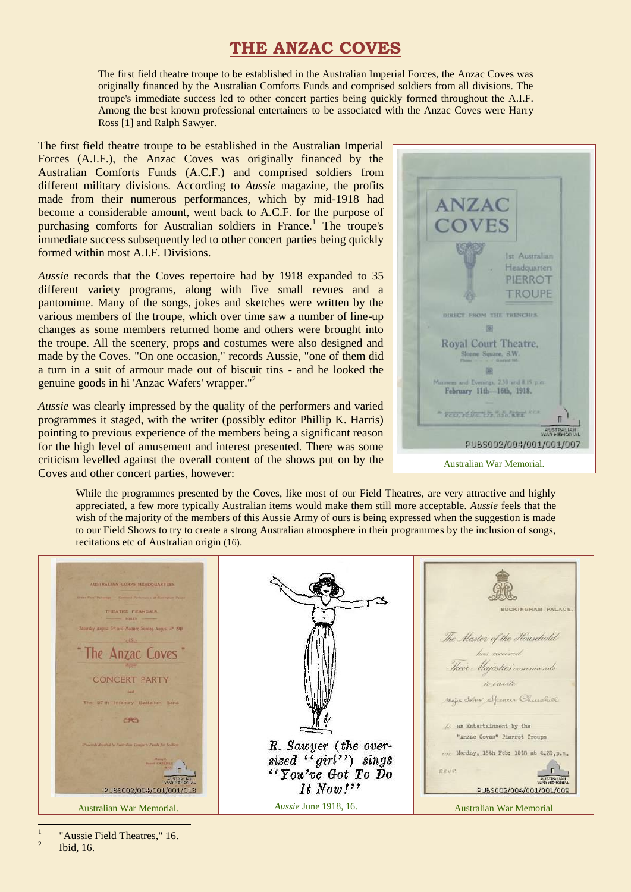# THE ANZAC COVES

The first field theatre troupe to be established in the Australian Imperial Forces, the Anzac Coves was originally financed by the Australian Comforts Funds and comprised soldiers from all divisions. The troupe's immediate success led to other concert parties being quickly formed throughout the A.I.F. Among the best known professional entertainers to be associated with the Anzac Coves were Harry Ross [1] and Ralph Sawyer.

The first field theatre troupe to be established in the Australian Imperial Forces (A.I.F.), the Anzac Coves was originally financed by the Australian Comforts Funds (A.C.F.) and comprised soldiers from different military divisions. According to *Aussie* magazine, the profits made from their numerous performances, which by mid-1918 had become a considerable amount, went back to A.C.F. for the purpose of purchasing comforts for Australian soldiers in France.[1] The troupe's immediate success subsequently led to other concert parties being quickly formed within most A.I.F. Divisions.

*Aussie* records that the Coves repertoire had by 1918 expanded to 35 different variety programs, along with five small revues and a pantomime. Many of the songs, jokes and sketches were written by the various members of the troupe, which over time saw a number of line-up changes as some members returned home and others were brought into the troupe. All the scenery, props and costumes were also designed and made by the Coves. "On one occasion," records Aussie, "one of them did a turn in a suit of armour made out of biscuit tins - and he looked the genuine goods in hi 'Anzac Wafers' wrapper."[2]

*Aussie* was clearly impressed by the quality of the performers and varied programmes it staged, with the writer (possibly editor Phillip K. Harris) pointing to previous experience of the members being a significant reason for the high level of amusement and interest presented. There was some criticism levelled against the overall content of the shows put on by the Coves and other concert parties, however:

Australian War Memorial.

> While the programmes presented by the Coves, like most of our Field Theatres, are very attractive and highly appreciated, a few more typically Australian items would make them still more acceptable. *Aussie* feels that the wish of the majority of the members of this Aussie Army of ours is being expressed when the suggestion is made to our Field Shows to try to create a strong Australian atmosphere in their programmes by the inclusion of songs, recitations etc of Australian origin (16).

Australian War Memorial.

*Aussie* June 1918, 16.

Australian War Memorial

---

[1] "Aussie Field Theatres," 16.

[2] Ibid, 16.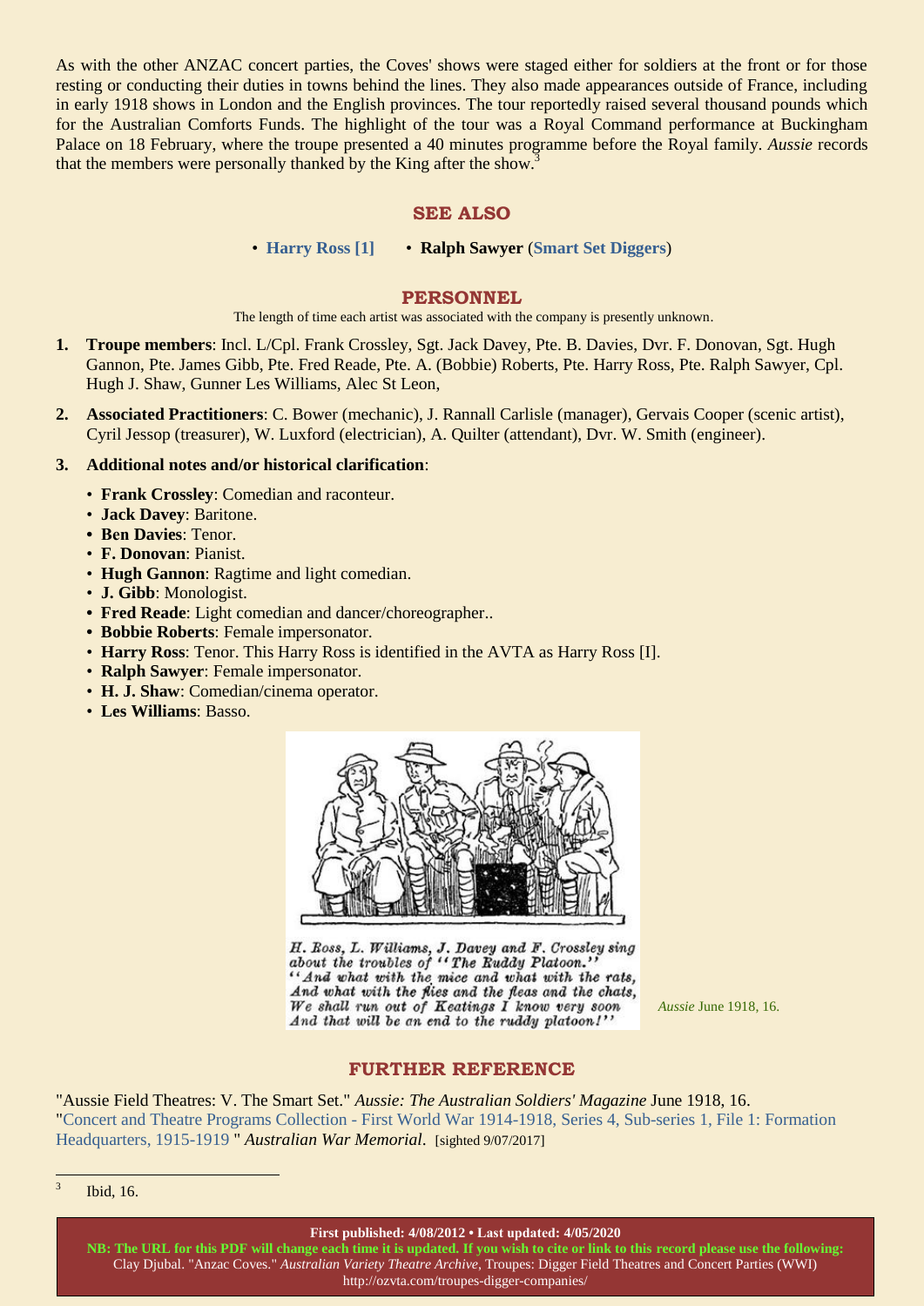As with the other ANZAC concert parties, the Coves' shows were staged either for soldiers at the front or for those resting or conducting their duties in towns behind the lines. They also made appearances outside of France, including in early 1918 shows in London and the English provinces. The tour reportedly raised several thousand pounds which for the Australian Comforts Funds. The highlight of the tour was a Royal Command performance at Buckingham Palace on 18 February, where the troupe presented a 40 minutes programme before the Royal family. *Aussie* records that the members were personally thanked by the King after the show.[3]

## SEE ALSO

• **Harry Ross [1]** • **Ralph Sawyer** (**Smart Set Diggers**)

## PERSONNEL

The length of time each artist was associated with the company is presently unknown.

1. **Troupe members**: Incl. L/Cpl. Frank Crossley, Sgt. Jack Davey, Pte. B. Davies, Dvr. F. Donovan, Sgt. Hugh Gannon, Pte. James Gibb, Pte. Fred Reade, Pte. A. (Bobbie) Roberts, Pte. Harry Ross, Pte. Ralph Sawyer, Cpl. Hugh J. Shaw, Gunner Les Williams, Alec St Leon,

2. **Associated Practitioners**: C. Bower (mechanic), J. Rannall Carlisle (manager), Gervais Cooper (scenic artist), Cyril Jessop (treasurer), W. Luxford (electrician), A. Quilter (attendant), Dvr. W. Smith (engineer).

3. **Additional notes and/or historical clarification**:
   - **Frank Crossley**: Comedian and raconteur.
   - **Jack Davey**: Baritone.
   - **Ben Davies**: Tenor.
   - **F. Donovan**: Pianist.
   - **Hugh Gannon**: Ragtime and light comedian.
   - **J. Gibb**: Monologist.
   - **Fred Reade**: Light comedian and dancer/choreographer..
   - **Bobbie Roberts**: Female impersonator.
   - **Harry Ross**: Tenor. This Harry Ross is identified in the AVTA as Harry Ross [I].
   - **Ralph Sawyer**: Female impersonator.
   - **H. J. Shaw**: Comedian/cinema operator.
   - **Les Williams**: Basso.

*H. Ross, L. Williams, J. Davey and F. Crossley sing about the troubles of "The Ruddy Platoon." "And what with the mice and what with the rats, And what with the flies and the fleas and the chats, We shall run out of Keatings I know very soon And that will be an end to the ruddy platoon!"*

*Aussie* June 1918, 16.

## FURTHER REFERENCE

"Aussie Field Theatres: V. The Smart Set." *Aussie: The Australian Soldiers' Magazine* June 1918, 16.

"Concert and Theatre Programs Collection - First World War 1914-1918, Series 4, Sub-series 1, File 1: Formation Headquarters, 1915-1919 " *Australian War Memorial*. [sighted 9/07/2017]

---

[3] Ibid, 16.

**First published: 4/08/2012 • Last updated: 4/05/2020**

**NB: The URL for this PDF will change each time it is updated. If you wish to cite or link to this record please use the following:**
Clay Djubal. "Anzac Coves." *Australian Variety Theatre Archive*, Troupes: Digger Field Theatres and Concert Parties (WWI)
http://ozvta.com/troupes-digger-companies/